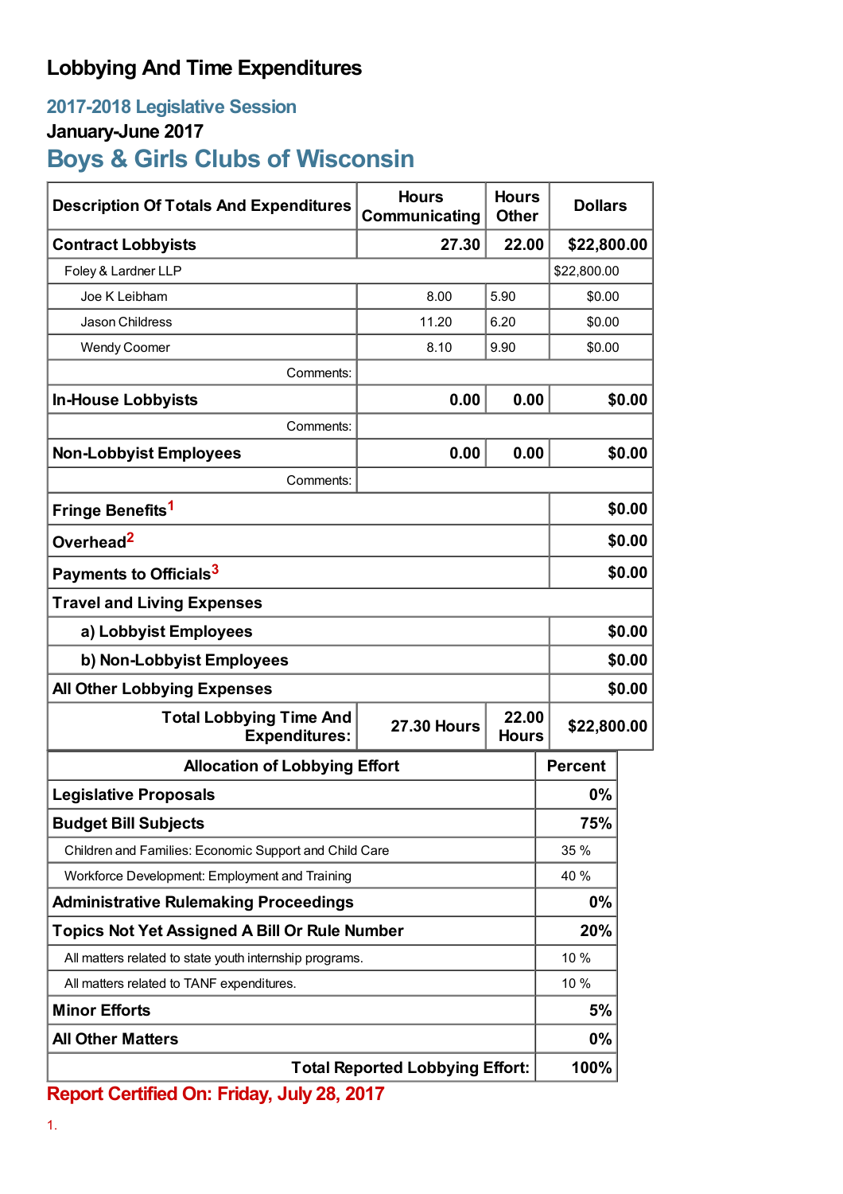# Lobbying And Time Expenditures

## 2017-2018 Legislative Session

### January-June 2017

## Boys & Girls Clubs of Wisconsin

| Description Of Totals And Expenditures | Hours Communicating | Hours Other | Dollars |
|---|---|---|---|
| **Contract Lobbyists** | **27.30** | **22.00** | **$22,800.00** |
| Foley & Lardner LLP | | | $22,800.00 |
| Joe K Leibham | 8.00 | 5.90 | $0.00 |
| Jason Childress | 11.20 | 6.20 | $0.00 |
| Wendy Coomer | 8.10 | 9.90 | $0.00 |
| Comments: | | | |
| **In-House Lobbyists** | **0.00** | **0.00** | **$0.00** |
| Comments: | | | |
| **Non-Lobbyist Employees** | **0.00** | **0.00** | **$0.00** |
| Comments: | | | |
| **Fringe Benefits**[1] | | | **$0.00** |
| **Overhead**[2] | | | **$0.00** |
| **Payments to Officials**[3] | | | **$0.00** |
| **Travel and Living Expenses** | | | |
| **a) Lobbyist Employees** | | | **$0.00** |
| **b) Non-Lobbyist Employees** | | | **$0.00** |
| **All Other Lobbying Expenses** | | | **$0.00** |
| **Total Lobbying Time And Expenditures:** | **27.30 Hours** | **22.00 Hours** | **$22,800.00** |

| Allocation of Lobbying Effort | Percent |
|---|---|
| **Legislative Proposals** | **0%** |
| **Budget Bill Subjects** | **75%** |
| Children and Families: Economic Support and Child Care | 35 % |
| Workforce Development: Employment and Training | 40 % |
| **Administrative Rulemaking Proceedings** | **0%** |
| **Topics Not Yet Assigned A Bill Or Rule Number** | **20%** |
| All matters related to state youth internship programs. | 10 % |
| All matters related to TANF expenditures. | 10 % |
| **Minor Efforts** | **5%** |
| **All Other Matters** | **0%** |
| **Total Reported Lobbying Effort:** | **100%** |

**Report Certified On: Friday, July 28, 2017**

1.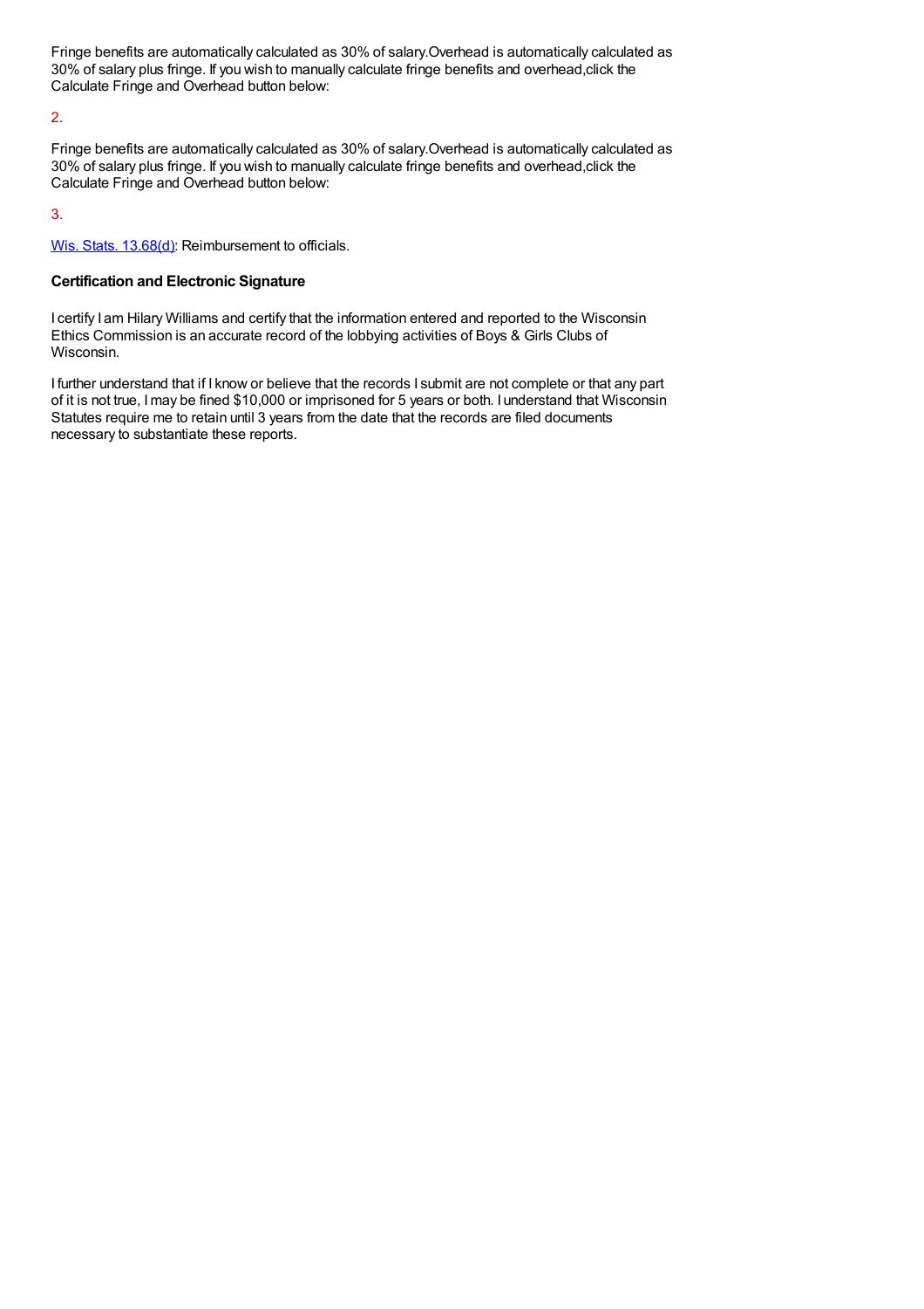Fringe benefits are automatically calculated as 30% of salary.Overhead is automatically calculated as 30% of salary plus fringe. If you wish to manually calculate fringe benefits and overhead,click the Calculate Fringe and Overhead button below:

2.

Fringe benefits are automatically calculated as 30% of salary.Overhead is automatically calculated as 30% of salary plus fringe. If you wish to manually calculate fringe benefits and overhead,click the Calculate Fringe and Overhead button below:

3.

Wis. Stats. 13.68(d): Reimbursement to officials.

**Certification and Electronic Signature**

I certify I am Hilary Williams and certify that the information entered and reported to the Wisconsin Ethics Commission is an accurate record of the lobbying activities of Boys & Girls Clubs of Wisconsin.

I further understand that if I know or believe that the records I submit are not complete or that any part of it is not true, I may be fined $10,000 or imprisoned for 5 years or both. I understand that Wisconsin Statutes require me to retain until 3 years from the date that the records are filed documents necessary to substantiate these reports.